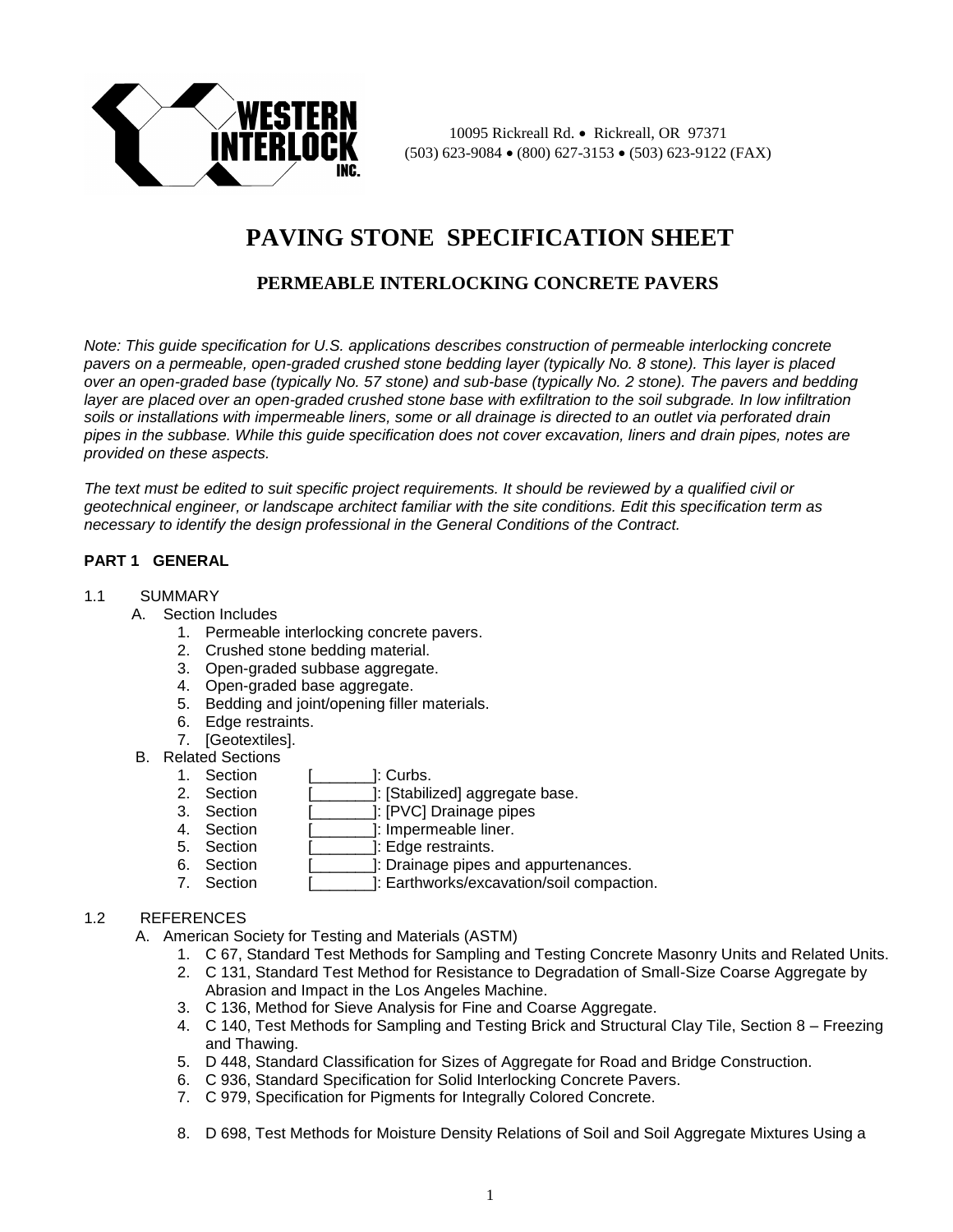WESTERN INTERLOCK INC.

10095 Rickreall Rd. • Rickreall, OR 97371
(503) 623-9084 • (800) 627-3153 • (503) 623-9122 (FAX)

# PAVING STONE SPECIFICATION SHEET

## PERMEABLE INTERLOCKING CONCRETE PAVERS

*Note: This guide specification for U.S. applications describes construction of permeable interlocking concrete pavers on a permeable, open-graded crushed stone bedding layer (typically No. 8 stone). This layer is placed over an open-graded base (typically No. 57 stone) and sub-base (typically No. 2 stone). The pavers and bedding layer are placed over an open-graded crushed stone base with exfiltration to the soil subgrade. In low infiltration soils or installations with impermeable liners, some or all drainage is directed to an outlet via perforated drain pipes in the subbase. While this guide specification does not cover excavation, liners and drain pipes, notes are provided on these aspects.*

*The text must be edited to suit specific project requirements. It should be reviewed by a qualified civil or geotechnical engineer, or landscape architect familiar with the site conditions. Edit this specification term as necessary to identify the design professional in the General Conditions of the Contract.*

### PART 1 GENERAL

1.1 SUMMARY

A. Section Includes
1. Permeable interlocking concrete pavers.
2. Crushed stone bedding material.
3. Open-graded subbase aggregate.
4. Open-graded base aggregate.
5. Bedding and joint/opening filler materials.
6. Edge restraints.
7. [Geotextiles].

B. Related Sections
1. Section [_______]: Curbs.
2. Section [_______]: [Stabilized] aggregate base.
3. Section [_______]: [PVC] Drainage pipes
4. Section [_______]: Impermeable liner.
5. Section [_______]: Edge restraints.
6. Section [_______]: Drainage pipes and appurtenances.
7. Section [_______]: Earthworks/excavation/soil compaction.

1.2 REFERENCES

A. American Society for Testing and Materials (ASTM)
1. C 67, Standard Test Methods for Sampling and Testing Concrete Masonry Units and Related Units.
2. C 131, Standard Test Method for Resistance to Degradation of Small-Size Coarse Aggregate by Abrasion and Impact in the Los Angeles Machine.
3. C 136, Method for Sieve Analysis for Fine and Coarse Aggregate.
4. C 140, Test Methods for Sampling and Testing Brick and Structural Clay Tile, Section 8 – Freezing and Thawing.
5. D 448, Standard Classification for Sizes of Aggregate for Road and Bridge Construction.
6. C 936, Standard Specification for Solid Interlocking Concrete Pavers.
7. C 979, Specification for Pigments for Integrally Colored Concrete.
8. D 698, Test Methods for Moisture Density Relations of Soil and Soil Aggregate Mixtures Using a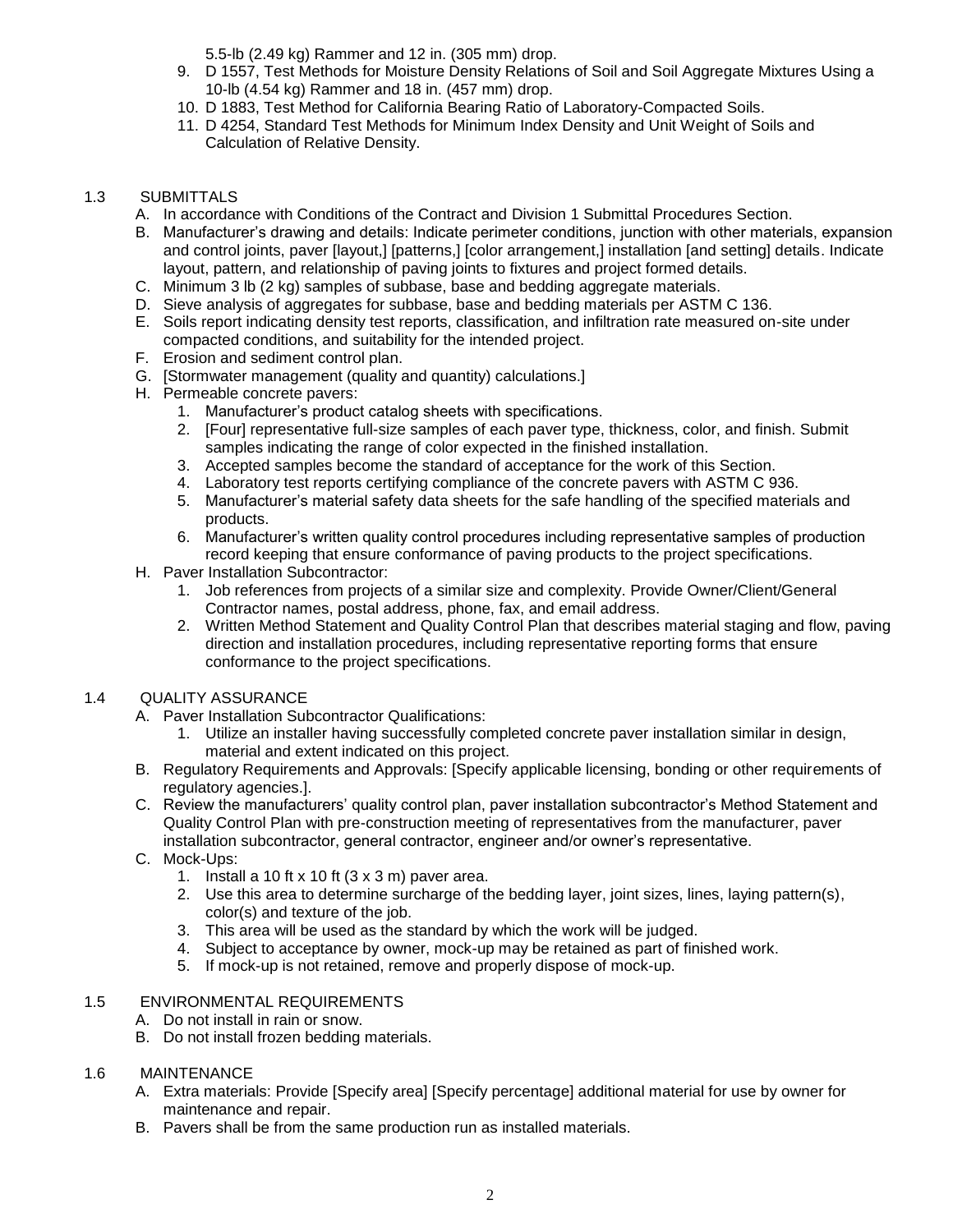5.5-lb (2.49 kg) Rammer and 12 in. (305 mm) drop.

9. D 1557, Test Methods for Moisture Density Relations of Soil and Soil Aggregate Mixtures Using a 10-lb (4.54 kg) Rammer and 18 in. (457 mm) drop.
10. D 1883, Test Method for California Bearing Ratio of Laboratory-Compacted Soils.
11. D 4254, Standard Test Methods for Minimum Index Density and Unit Weight of Soils and Calculation of Relative Density.

## 1.3 SUBMITTALS

A. In accordance with Conditions of the Contract and Division 1 Submittal Procedures Section.

B. Manufacturer's drawing and details: Indicate perimeter conditions, junction with other materials, expansion and control joints, paver [layout,] [patterns,] [color arrangement,] installation [and setting] details. Indicate layout, pattern, and relationship of paving joints to fixtures and project formed details.

C. Minimum 3 lb (2 kg) samples of subbase, base and bedding aggregate materials.

D. Sieve analysis of aggregates for subbase, base and bedding materials per ASTM C 136.

E. Soils report indicating density test reports, classification, and infiltration rate measured on-site under compacted conditions, and suitability for the intended project.

F. Erosion and sediment control plan.

G. [Stormwater management (quality and quantity) calculations.]

H. Permeable concrete pavers:
   1. Manufacturer's product catalog sheets with specifications.
   2. [Four] representative full-size samples of each paver type, thickness, color, and finish. Submit samples indicating the range of color expected in the finished installation.
   3. Accepted samples become the standard of acceptance for the work of this Section.
   4. Laboratory test reports certifying compliance of the concrete pavers with ASTM C 936.
   5. Manufacturer's material safety data sheets for the safe handling of the specified materials and products.
   6. Manufacturer's written quality control procedures including representative samples of production record keeping that ensure conformance of paving products to the project specifications.

H. Paver Installation Subcontractor:
   1. Job references from projects of a similar size and complexity. Provide Owner/Client/General Contractor names, postal address, phone, fax, and email address.
   2. Written Method Statement and Quality Control Plan that describes material staging and flow, paving direction and installation procedures, including representative reporting forms that ensure conformance to the project specifications.

## 1.4 QUALITY ASSURANCE

A. Paver Installation Subcontractor Qualifications:
   1. Utilize an installer having successfully completed concrete paver installation similar in design, material and extent indicated on this project.

B. Regulatory Requirements and Approvals: [Specify applicable licensing, bonding or other requirements of regulatory agencies.].

C. Review the manufacturers' quality control plan, paver installation subcontractor's Method Statement and Quality Control Plan with pre-construction meeting of representatives from the manufacturer, paver installation subcontractor, general contractor, engineer and/or owner's representative.

C. Mock-Ups:
   1. Install a 10 ft x 10 ft (3 x 3 m) paver area.
   2. Use this area to determine surcharge of the bedding layer, joint sizes, lines, laying pattern(s), color(s) and texture of the job.
   3. This area will be used as the standard by which the work will be judged.
   4. Subject to acceptance by owner, mock-up may be retained as part of finished work.
   5. If mock-up is not retained, remove and properly dispose of mock-up.

## 1.5 ENVIRONMENTAL REQUIREMENTS

A. Do not install in rain or snow.

B. Do not install frozen bedding materials.

## 1.6 MAINTENANCE

A. Extra materials: Provide [Specify area] [Specify percentage] additional material for use by owner for maintenance and repair.

B. Pavers shall be from the same production run as installed materials.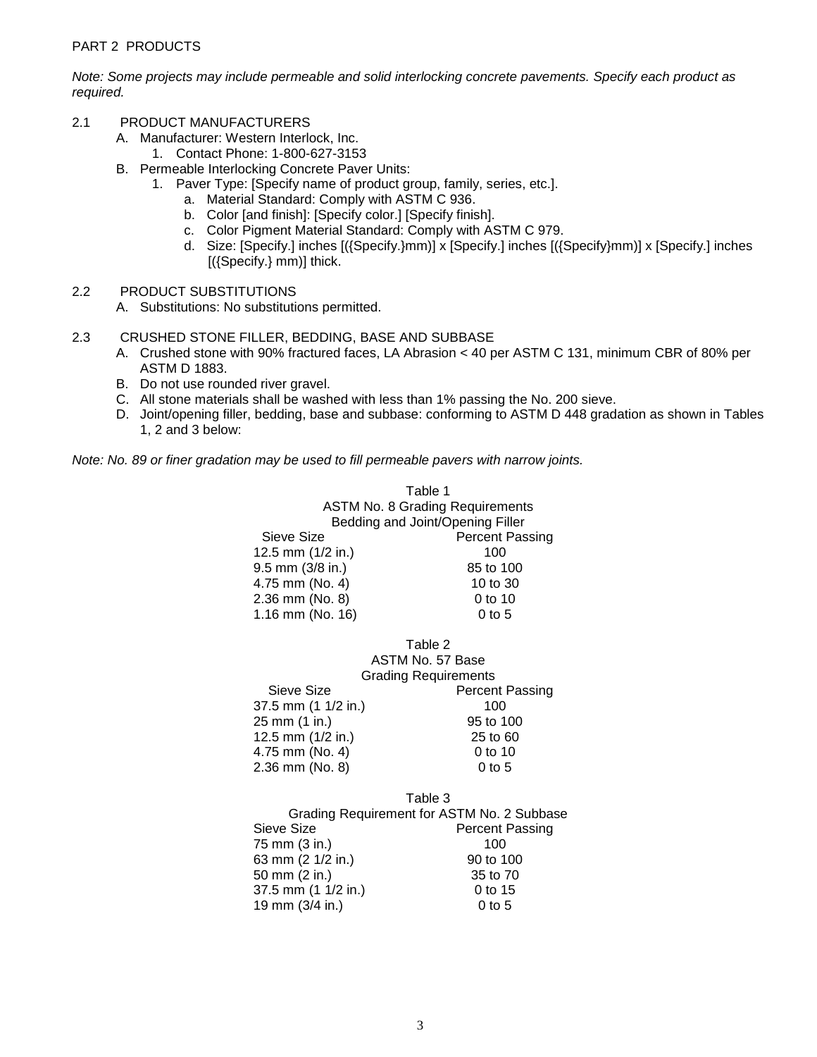PART 2 PRODUCTS

*Note: Some projects may include permeable and solid interlocking concrete pavements. Specify each product as required.*

2.1 PRODUCT MANUFACTURERS

- A. Manufacturer: Western Interlock, Inc.
  1. Contact Phone: 1-800-627-3153
- B. Permeable Interlocking Concrete Paver Units:
  1. Paver Type: [Specify name of product group, family, series, etc.].
     - a. Material Standard: Comply with ASTM C 936.
     - b. Color [and finish]: [Specify color.] [Specify finish].
     - c. Color Pigment Material Standard: Comply with ASTM C 979.
     - d. Size: [Specify.] inches [({Specify.}mm)] x [Specify.] inches [({Specify}mm)] x [Specify.] inches [({Specify.} mm)] thick.

2.2 PRODUCT SUBSTITUTIONS

- A. Substitutions: No substitutions permitted.

2.3 CRUSHED STONE FILLER, BEDDING, BASE AND SUBBASE

- A. Crushed stone with 90% fractured faces, LA Abrasion < 40 per ASTM C 131, minimum CBR of 80% per ASTM D 1883.
- B. Do not use rounded river gravel.
- C. All stone materials shall be washed with less than 1% passing the No. 200 sieve.
- D. Joint/opening filler, bedding, base and subbase: conforming to ASTM D 448 gradation as shown in Tables 1, 2 and 3 below:

*Note: No. 89 or finer gradation may be used to fill permeable pavers with narrow joints.*

Table 1
ASTM No. 8 Grading Requirements
Bedding and Joint/Opening Filler

| Sieve Size | Percent Passing |
|---|---|
| 12.5 mm (1/2 in.) | 100 |
| 9.5 mm (3/8 in.) | 85 to 100 |
| 4.75 mm (No. 4) | 10 to 30 |
| 2.36 mm (No. 8) | 0 to 10 |
| 1.16 mm (No. 16) | 0 to 5 |

Table 2
ASTM No. 57 Base
Grading Requirements

| Sieve Size | Percent Passing |
|---|---|
| 37.5 mm (1 1/2 in.) | 100 |
| 25 mm (1 in.) | 95 to 100 |
| 12.5 mm (1/2 in.) | 25 to 60 |
| 4.75 mm (No. 4) | 0 to 10 |
| 2.36 mm (No. 8) | 0 to 5 |

Table 3
Grading Requirement for ASTM No. 2 Subbase

| Sieve Size | Percent Passing |
|---|---|
| 75 mm (3 in.) | 100 |
| 63 mm (2 1/2 in.) | 90 to 100 |
| 50 mm (2 in.) | 35 to 70 |
| 37.5 mm (1 1/2 in.) | 0 to 15 |
| 19 mm (3/4 in.) | 0 to 5 |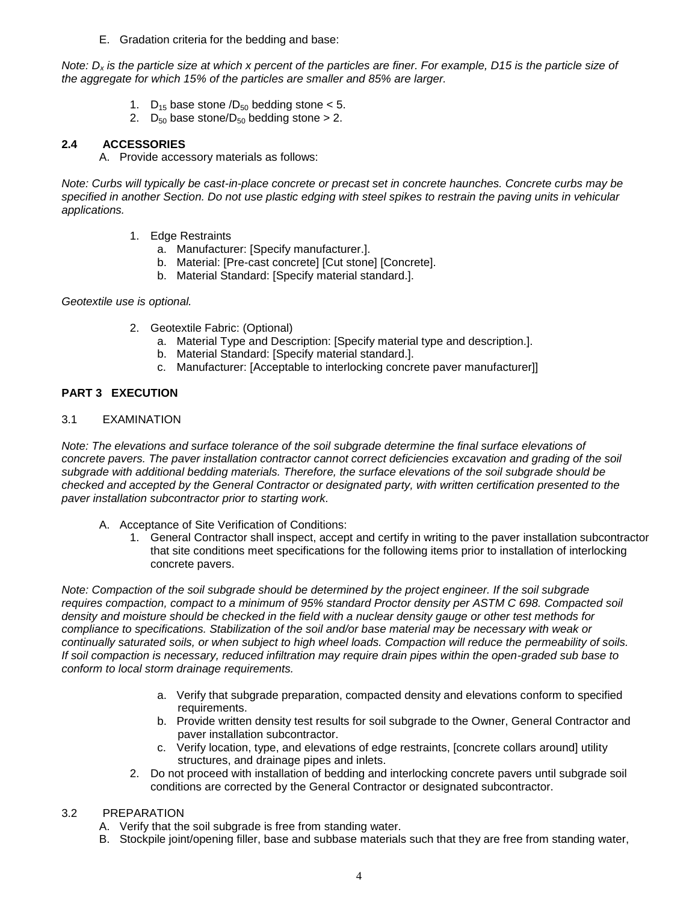E. Gradation criteria for the bedding and base:

*Note: $D_x$ is the particle size at which x percent of the particles are finer. For example, D15 is the particle size of the aggregate for which 15% of the particles are smaller and 85% are larger.*

1. $D_{15}$ base stone /$D_{50}$ bedding stone < 5.
2. $D_{50}$ base stone/$D_{50}$ bedding stone > 2.

**2.4 ACCESSORIES**

A. Provide accessory materials as follows:

*Note: Curbs will typically be cast-in-place concrete or precast set in concrete haunches. Concrete curbs may be specified in another Section. Do not use plastic edging with steel spikes to restrain the paving units in vehicular applications.*

1. Edge Restraints
   a. Manufacturer: [Specify manufacturer.].
   b. Material: [Pre-cast concrete] [Cut stone] [Concrete].
   b. Material Standard: [Specify material standard.].

*Geotextile use is optional.*

2. Geotextile Fabric: (Optional)
   a. Material Type and Description: [Specify material type and description.].
   b. Material Standard: [Specify material standard.].
   c. Manufacturer: [Acceptable to interlocking concrete paver manufacturer]]

## PART 3 EXECUTION

3.1 EXAMINATION

*Note: The elevations and surface tolerance of the soil subgrade determine the final surface elevations of concrete pavers. The paver installation contractor cannot correct deficiencies excavation and grading of the soil subgrade with additional bedding materials. Therefore, the surface elevations of the soil subgrade should be checked and accepted by the General Contractor or designated party, with written certification presented to the paver installation subcontractor prior to starting work.*

A. Acceptance of Site Verification of Conditions:
   1. General Contractor shall inspect, accept and certify in writing to the paver installation subcontractor that site conditions meet specifications for the following items prior to installation of interlocking concrete pavers.

*Note: Compaction of the soil subgrade should be determined by the project engineer. If the soil subgrade requires compaction, compact to a minimum of 95% standard Proctor density per ASTM C 698. Compacted soil density and moisture should be checked in the field with a nuclear density gauge or other test methods for compliance to specifications. Stabilization of the soil and/or base material may be necessary with weak or continually saturated soils, or when subject to high wheel loads. Compaction will reduce the permeability of soils. If soil compaction is necessary, reduced infiltration may require drain pipes within the open-graded sub base to conform to local storm drainage requirements.*

   a. Verify that subgrade preparation, compacted density and elevations conform to specified requirements.
   b. Provide written density test results for soil subgrade to the Owner, General Contractor and paver installation subcontractor.
   c. Verify location, type, and elevations of edge restraints, [concrete collars around] utility structures, and drainage pipes and inlets.

   2. Do not proceed with installation of bedding and interlocking concrete pavers until subgrade soil conditions are corrected by the General Contractor or designated subcontractor.

3.2 PREPARATION

A. Verify that the soil subgrade is free from standing water.
B. Stockpile joint/opening filler, base and subbase materials such that they are free from standing water,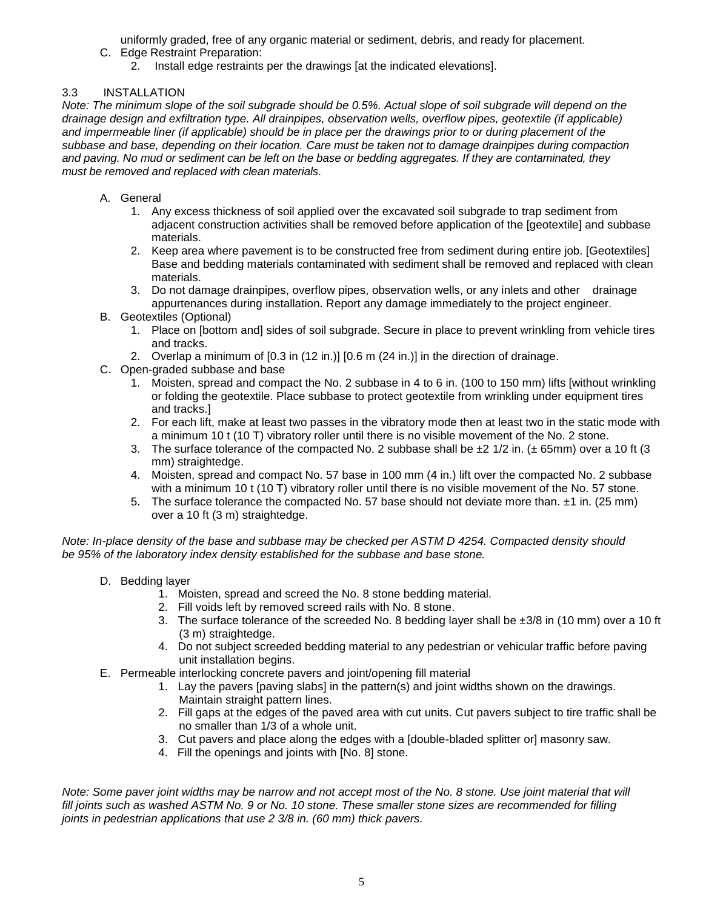uniformly graded, free of any organic material or sediment, debris, and ready for placement.

C. Edge Restraint Preparation:
   2. Install edge restraints per the drawings [at the indicated elevations].

## 3.3 INSTALLATION

*Note: The minimum slope of the soil subgrade should be 0.5%. Actual slope of soil subgrade will depend on the drainage design and exfiltration type. All drainpipes, observation wells, overflow pipes, geotextile (if applicable) and impermeable liner (if applicable) should be in place per the drawings prior to or during placement of the subbase and base, depending on their location. Care must be taken not to damage drainpipes during compaction and paving. No mud or sediment can be left on the base or bedding aggregates. If they are contaminated, they must be removed and replaced with clean materials.*

A. General
   1. Any excess thickness of soil applied over the excavated soil subgrade to trap sediment from adjacent construction activities shall be removed before application of the [geotextile] and subbase materials.
   2. Keep area where pavement is to be constructed free from sediment during entire job. [Geotextiles] Base and bedding materials contaminated with sediment shall be removed and replaced with clean materials.
   3. Do not damage drainpipes, overflow pipes, observation wells, or any inlets and other drainage appurtenances during installation. Report any damage immediately to the project engineer.

B. Geotextiles (Optional)
   1. Place on [bottom and] sides of soil subgrade. Secure in place to prevent wrinkling from vehicle tires and tracks.
   2. Overlap a minimum of [0.3 in (12 in.)] [0.6 m (24 in.)] in the direction of drainage.

C. Open-graded subbase and base
   1. Moisten, spread and compact the No. 2 subbase in 4 to 6 in. (100 to 150 mm) lifts [without wrinkling or folding the geotextile. Place subbase to protect geotextile from wrinkling under equipment tires and tracks.]
   2. For each lift, make at least two passes in the vibratory mode then at least two in the static mode with a minimum 10 t (10 T) vibratory roller until there is no visible movement of the No. 2 stone.
   3. The surface tolerance of the compacted No. 2 subbase shall be ±2 1/2 in. (± 65mm) over a 10 ft (3 mm) straightedge.
   4. Moisten, spread and compact No. 57 base in 100 mm (4 in.) lift over the compacted No. 2 subbase with a minimum 10 t (10 T) vibratory roller until there is no visible movement of the No. 57 stone.
   5. The surface tolerance the compacted No. 57 base should not deviate more than. ±1 in. (25 mm) over a 10 ft (3 m) straightedge.

*Note: In-place density of the base and subbase may be checked per ASTM D 4254. Compacted density should be 95% of the laboratory index density established for the subbase and base stone.*

D. Bedding layer
   1. Moisten, spread and screed the No. 8 stone bedding material.
   2. Fill voids left by removed screed rails with No. 8 stone.
   3. The surface tolerance of the screeded No. 8 bedding layer shall be ±3/8 in (10 mm) over a 10 ft (3 m) straightedge.
   4. Do not subject screeded bedding material to any pedestrian or vehicular traffic before paving unit installation begins.

E. Permeable interlocking concrete pavers and joint/opening fill material
   1. Lay the pavers [paving slabs] in the pattern(s) and joint widths shown on the drawings. Maintain straight pattern lines.
   2. Fill gaps at the edges of the paved area with cut units. Cut pavers subject to tire traffic shall be no smaller than 1/3 of a whole unit.
   3. Cut pavers and place along the edges with a [double-bladed splitter or] masonry saw.
   4. Fill the openings and joints with [No. 8] stone.

*Note: Some paver joint widths may be narrow and not accept most of the No. 8 stone. Use joint material that will fill joints such as washed ASTM No. 9 or No. 10 stone. These smaller stone sizes are recommended for filling joints in pedestrian applications that use 2 3/8 in. (60 mm) thick pavers.*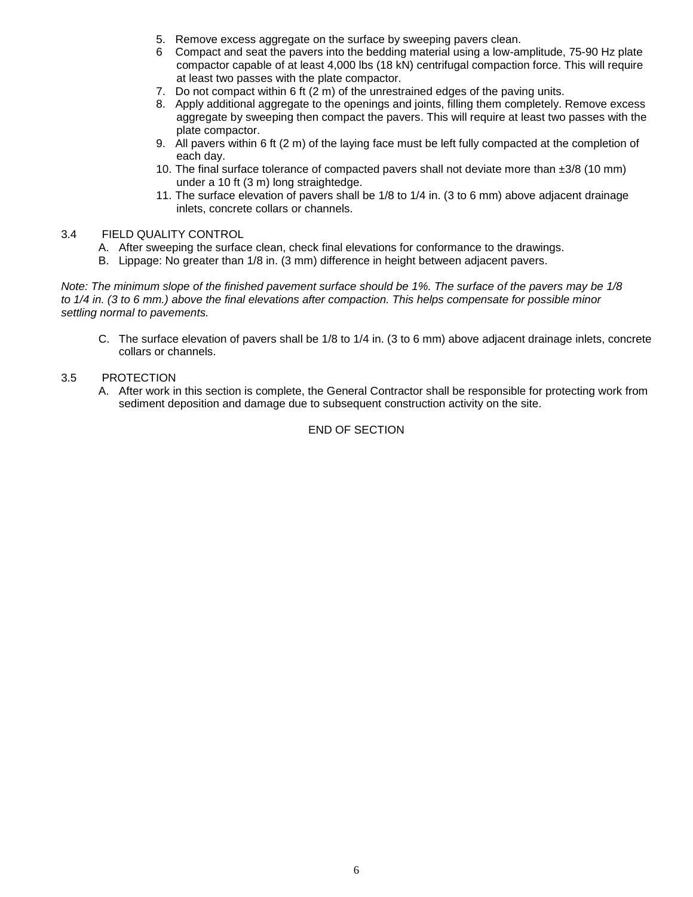5. Remove excess aggregate on the surface by sweeping pavers clean.
6 Compact and seat the pavers into the bedding material using a low-amplitude, 75-90 Hz plate compactor capable of at least 4,000 lbs (18 kN) centrifugal compaction force. This will require at least two passes with the plate compactor.
7. Do not compact within 6 ft (2 m) of the unrestrained edges of the paving units.
8. Apply additional aggregate to the openings and joints, filling them completely. Remove excess aggregate by sweeping then compact the pavers. This will require at least two passes with the plate compactor.
9. All pavers within 6 ft (2 m) of the laying face must be left fully compacted at the completion of each day.
10. The final surface tolerance of compacted pavers shall not deviate more than ±3/8 (10 mm) under a 10 ft (3 m) long straightedge.
11. The surface elevation of pavers shall be 1/8 to 1/4 in. (3 to 6 mm) above adjacent drainage inlets, concrete collars or channels.

3.4 FIELD QUALITY CONTROL

A. After sweeping the surface clean, check final elevations for conformance to the drawings.
B. Lippage: No greater than 1/8 in. (3 mm) difference in height between adjacent pavers.

*Note: The minimum slope of the finished pavement surface should be 1%. The surface of the pavers may be 1/8 to 1/4 in. (3 to 6 mm.) above the final elevations after compaction. This helps compensate for possible minor settling normal to pavements.*

C. The surface elevation of pavers shall be 1/8 to 1/4 in. (3 to 6 mm) above adjacent drainage inlets, concrete collars or channels.

3.5 PROTECTION

A. After work in this section is complete, the General Contractor shall be responsible for protecting work from sediment deposition and damage due to subsequent construction activity on the site.

END OF SECTION